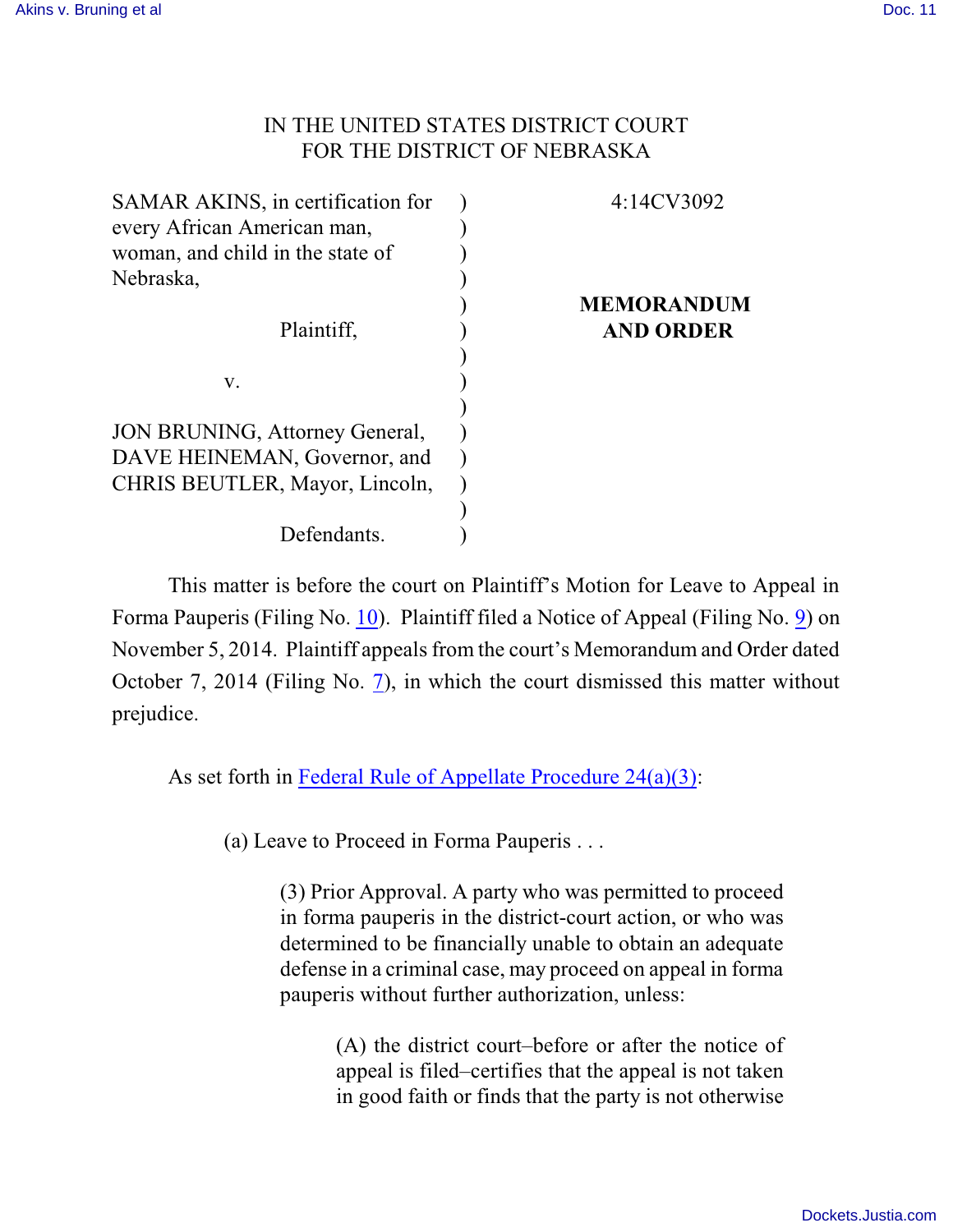IN THE UNITED STATES DISTRICT COURT
FOR THE DISTRICT OF NEBRASKA

| | | |
|---|---|---|
| SAMAR AKINS, in certification for every African American man, woman, and child in the state of Nebraska, | ) | 4:14CV3092 |
| Plaintiff, | ) | **MEMORANDUM AND ORDER** |
| v. | ) | |
| JON BRUNING, Attorney General, DAVE HEINEMAN, Governor, and CHRIS BEUTLER, Mayor, Lincoln, | ) | |
| Defendants. | ) | |

This matter is before the court on Plaintiff's Motion for Leave to Appeal in Forma Pauperis (Filing No. 10). Plaintiff filed a Notice of Appeal (Filing No. 9) on November 5, 2014. Plaintiff appeals from the court's Memorandum and Order dated October 7, 2014 (Filing No. 7), in which the court dismissed this matter without prejudice.

As set forth in Federal Rule of Appellate Procedure 24(a)(3):

> (a) Leave to Proceed in Forma Pauperis . . .
>
> > (3) Prior Approval. A party who was permitted to proceed in forma pauperis in the district-court action, or who was determined to be financially unable to obtain an adequate defense in a criminal case, may proceed on appeal in forma pauperis without further authorization, unless:
> >
> > > (A) the district court–before or after the notice of appeal is filed–certifies that the appeal is not taken in good faith or finds that the party is not otherwise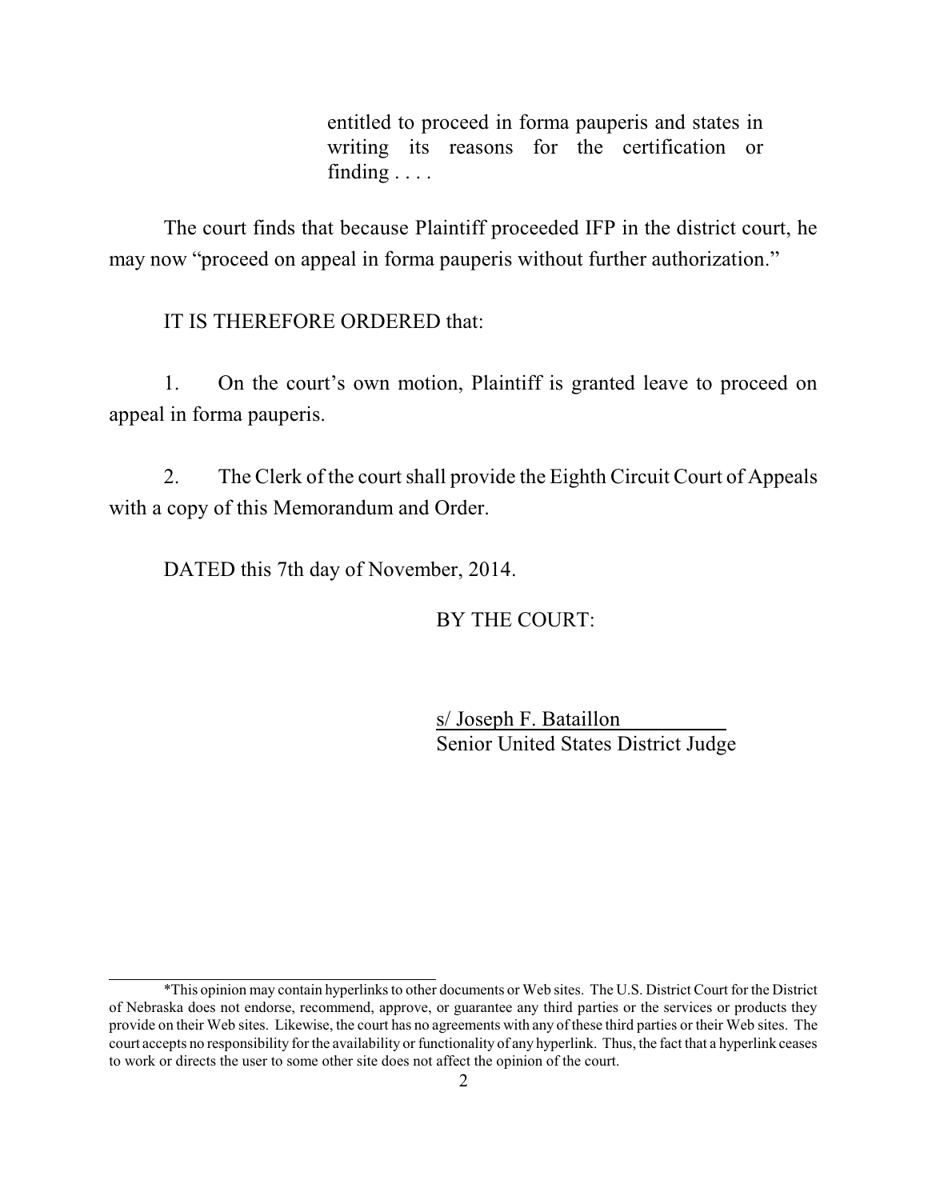> entitled to proceed in forma pauperis and states in writing its reasons for the certification or finding . . . .

The court finds that because Plaintiff proceeded IFP in the district court, he may now "proceed on appeal in forma pauperis without further authorization."

IT IS THEREFORE ORDERED that:

1. On the court's own motion, Plaintiff is granted leave to proceed on appeal in forma pauperis.

2. The Clerk of the court shall provide the Eighth Circuit Court of Appeals with a copy of this Memorandum and Order.

DATED this 7th day of November, 2014.

BY THE COURT:

s/ Joseph F. Bataillon
Senior United States District Judge

---

*This opinion may contain hyperlinks to other documents or Web sites. The U.S. District Court for the District of Nebraska does not endorse, recommend, approve, or guarantee any third parties or the services or products they provide on their Web sites. Likewise, the court has no agreements with any of these third parties or their Web sites. The court accepts no responsibility for the availability or functionality of any hyperlink. Thus, the fact that a hyperlink ceases to work or directs the user to some other site does not affect the opinion of the court.